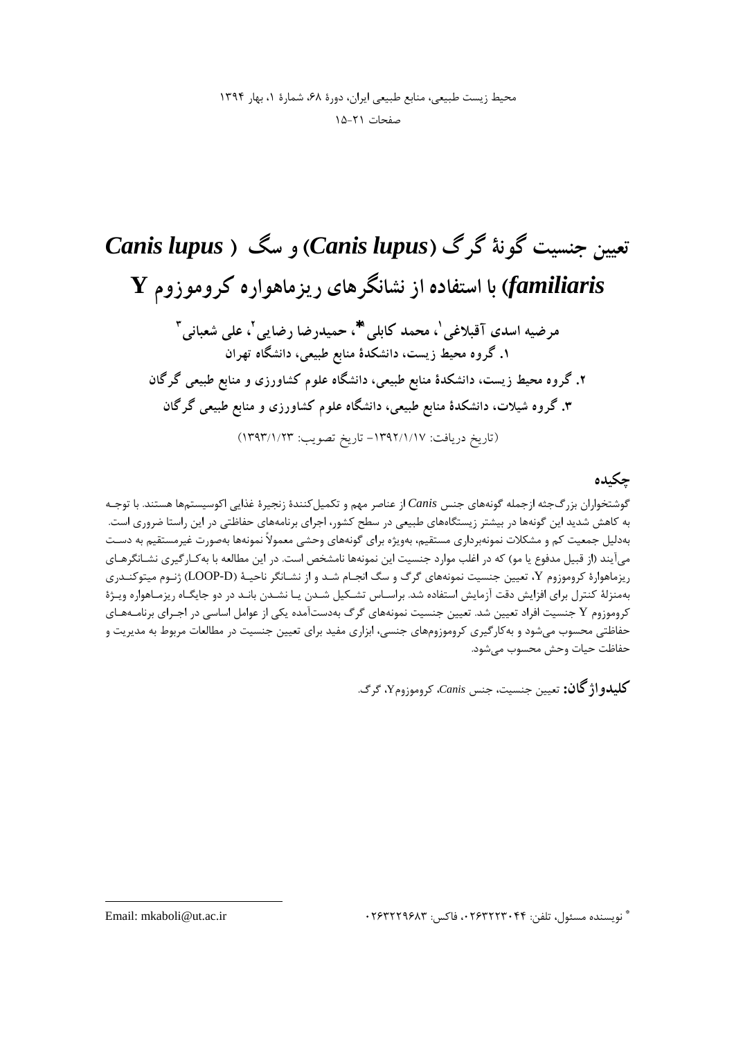# تعیین جنسیت گونهٔ گرگ (*Canis lupus*) و سگ ( *Canis lupus familiaris*) با استفاده از نشانگرهای ریزماهواره کروموزوم Y

**مرضیه اسدی آقبلاغی[1]، محمد کابلی[1*]، حمیدرضا رضایی[2]، علی شعبانی[3]**

**۱. گروه محیط زیست، دانشکدهٔ منابع طبیعی، دانشگاه تهران**

**۲. گروه محیط زیست، دانشکدهٔ منابع طبیعی، دانشگاه علوم کشاورزی و منابع طبیعی گرگان**

**۳. گروه شیلات، دانشکدهٔ منابع طبیعی، دانشگاه علوم کشاورزی و منابع طبیعی گرگان**

(تاریخ دریافت: ۱۳۹۲/۱/۱۷- تاریخ تصویب: ۱۳۹۳/۱/۲۳)

## چکیده

گوشتخواران بزرگ‌جثه ازجمله گونه‌های جنس *Canis* از عناصر مهم و تکمیل‌کنندهٔ زنجیرهٔ غذایی اکوسیستم‌ها هستند. با توجه به کاهش شدید این گونه‌ها در بیشتر زیستگاه‌های طبیعی در سطح کشور، اجرای برنامه‌های حفاظتی در این راستا ضروری است. به‌دلیل جمعیت کم و مشکلات نمونه‌برداری مستقیم، به‌ویژه برای گونه‌های وحشی معمولاً نمونه‌ها به‌صورت غیرمستقیم به دست می‌آیند (از قبیل مدفوع یا مو) که در اغلب موارد جنسیت این نمونه‌ها نامشخص است. در این مطالعه با به‌کارگیری نشانگرهای ریزماهوارهٔ کروموزوم Y، تعیین جنسیت نمونه‌های گرگ و سگ انجام شد و از نشانگر ناحیهٔ (LOOP-D) ژنوم میتوکندری به‌منزلهٔ کنترل برای افزایش دقت آزمایش استفاده شد. براساس تشکیل شدن یا نشدن باند در دو جایگاه ریزماهواره ویژهٔ کروموزوم Y جنسیت افراد تعیین شد. تعیین جنسیت نمونه‌های گرگ به‌دست‌آمده یکی از عوامل اساسی در اجرای برنامه‌های حفاظتی محسوب می‌شود و به‌کارگیری کروموزوم‌های جنسی، ابزاری مفید برای تعیین جنسیت در مطالعات مربوط به مدیریت و حفاظت حیات وحش محسوب می‌شود.

**کلیدواژگان:** تعیین جنسیت، جنس *Canis*، کروموزومY، گرگ.

---

[*] نویسنده مسئول، تلفن: ۰۲۶۳۲۲۲۳۰۴۴، فاکس: ۰۲۶۳۲۲۹۶۸۳ Email: mkaboli@ut.ac.ir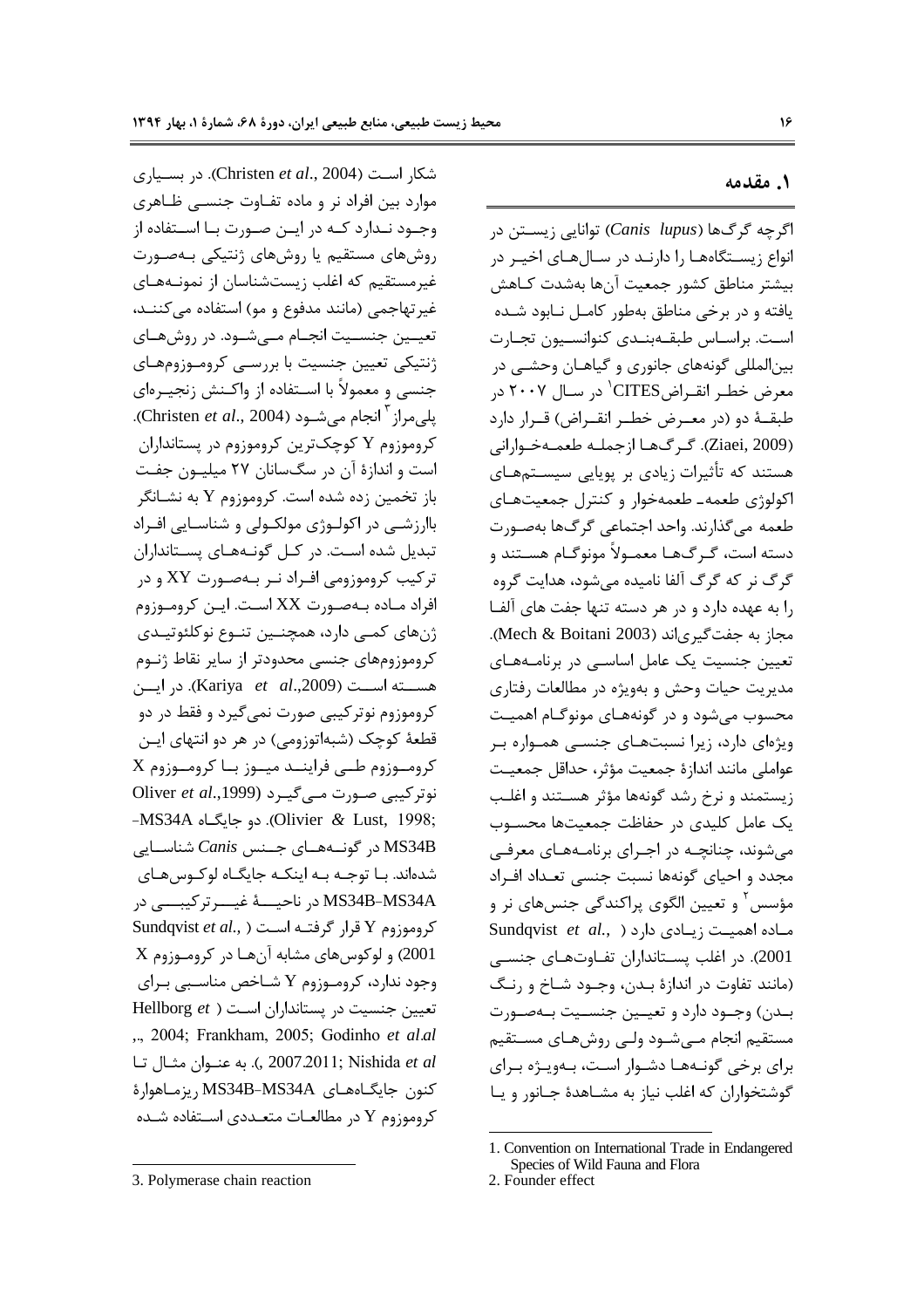## ۱. مقدمه

اگرچه گرگ‌ها (*Canis lupus*) توانایی زیستن در انواع زیستگاه‌ها را دارند در سال‌های اخیر در بیشتر مناطق کشور جمعیت آن‌ها به‌شدت کاهش یافته و در برخی مناطق به‌طور کامل نابود شده است. براساس طبقه‌بندی کنوانسیون تجارت بین‌المللی گونه‌های جانوری و گیاهان وحشی در معرض خطر انقراض CITES[1] در سال ۲۰۰۷ در طبقهٔ دو (در معرض خطر انقراض) قرار دارد (Ziaei, 2009). گرگ‌ها ازجمله طعمه‌خوارانی هستند که تأثیرات زیادی بر پویایی سیستم‌های اکولوژی طعمه- طعمه‌خوار و کنترل جمعیت‌های طعمه می‌گذارند. واحد اجتماعی گرگ‌ها به‌صورت دسته است، گرگ‌ها معمولاً مونوگام هستند و گرگ نر که گرگ آلفا نامیده می‌شود، هدایت گروه را به عهده دارد و در هر دسته تنها جفت های آلفا مجاز به جفت‌گیری‌اند (Mech & Boitani 2003). تعیین جنسیت یک عامل اساسی در برنامه‌های مدیریت حیات وحش و به‌ویژه در مطالعات رفتاری محسوب می‌شود و در گونه‌های مونوگام اهمیت ویژه‌ای دارد، زیرا نسبت‌های جنسی همواره بر عواملی مانند اندازهٔ جمعیت مؤثر، حداقل جمعیت زیستمند و نرخ رشد گونه‌ها مؤثر هستند و اغلب یک عامل کلیدی در حفاظت جمعیت‌ها محسوب می‌شوند، چنانچه در اجرای برنامه‌های معرفی مجدد و احیای گونه‌ها نسبت جنسی تعداد افراد مؤسس[2] و تعیین الگوی پراکندگی جنس‌های نر و ماده اهمیت زیادی دارد (Sundqvist *et al.*, 2001). در اغلب پستانداران تفاوت‌های جنسی (مانند تفاوت در اندازهٔ بدن، وجود شاخ و رنگ بدن) وجود دارد و تعیین جنسیت به‌صورت مستقیم انجام می‌شود ولی روش‌های مستقیم برای برخی گونه‌ها دشوار است، به‌ویژه برای گوشتخواران که اغلب نیاز به مشاهدهٔ جانور و یا شکار است (Christen *et al.*, 2004). در بسیاری موارد بین افراد نر و ماده تفاوت جنسی ظاهری وجود ندارد که در این صورت با استفاده از روش‌های مستقیم یا روش‌های ژنتیکی به‌صورت غیرمستقیم که اغلب زیست‌شناسان از نمونه‌های غیرتهاجمی (مانند مدفوع و مو) استفاده می‌کنند، تعیین جنسیت انجام می‌شود. در روش‌های ژنتیکی تعیین جنسیت با بررسی کروموزوم‌های جنسی و معمولاً با استفاده از واکنش زنجیره‌ای پلی‌مراز[3] انجام می‌شود (Christen *et al.*, 2004). کروموزوم Y کوچک‌ترین کروموزوم در پستانداران است و اندازهٔ آن در سگ‌سانان ۲۷ میلیون جفت باز تخمین زده شده است. کروموزوم Y به نشانگر باارزشی در اکولوژی مولکولی و شناسایی افراد تبدیل شده است. در کل گونه‌های پستانداران ترکیب کروموزومی افراد نر به‌صورت XY و در افراد ماده به‌صورت XX است. این کروموزوم ژن‌های کمی دارد، همچنین تنوع نوکلئوتیدی کروموزوم‌های جنسی محدودتر از سایر نقاط ژنوم هسته است (Kariya *et al.*,2009). در این کروموزوم نوترکیبی صورت نمی‌گیرد و فقط در دو قطعهٔ کوچک (شبه‌اتوزومی) در هر دو انتهای این کروموزوم طی فرایند میوز با کروموزوم X نوترکیبی صورت می‌گیرد (Oliver *et al.*,1999; Olivier & Lust, 1998). دو جایگاه MS34A-MS34B در گونه‌های جنس *Canis* شناسایی شده‌اند. با توجه به اینکه جایگاه لوکوس‌های MS34B-MS34A در ناحیهٔ غیرترکیبی در کروموزوم Y قرار گرفته است (Sundqvist *et al.*, 2001) و لوکوس‌های مشابه آن‌ها در کروموزوم X وجود ندارد، کروموزوم Y شاخص مناسبی برای تعیین جنسیت در پستانداران است (Hellborg *et al*., 2004; Frankham, 2005; Godinho *et al*., 2007.2011; Nishida *et al*.). به عنوان مثال تا کنون جایگاه‌های MS34B-MS34A ریزماهوارهٔ کروموزوم Y در مطالعات متعددی استفاده شده

---

1. Convention on International Trade in Endangered Species of Wild Fauna and Flora
2. Founder effect
3. Polymerase chain reaction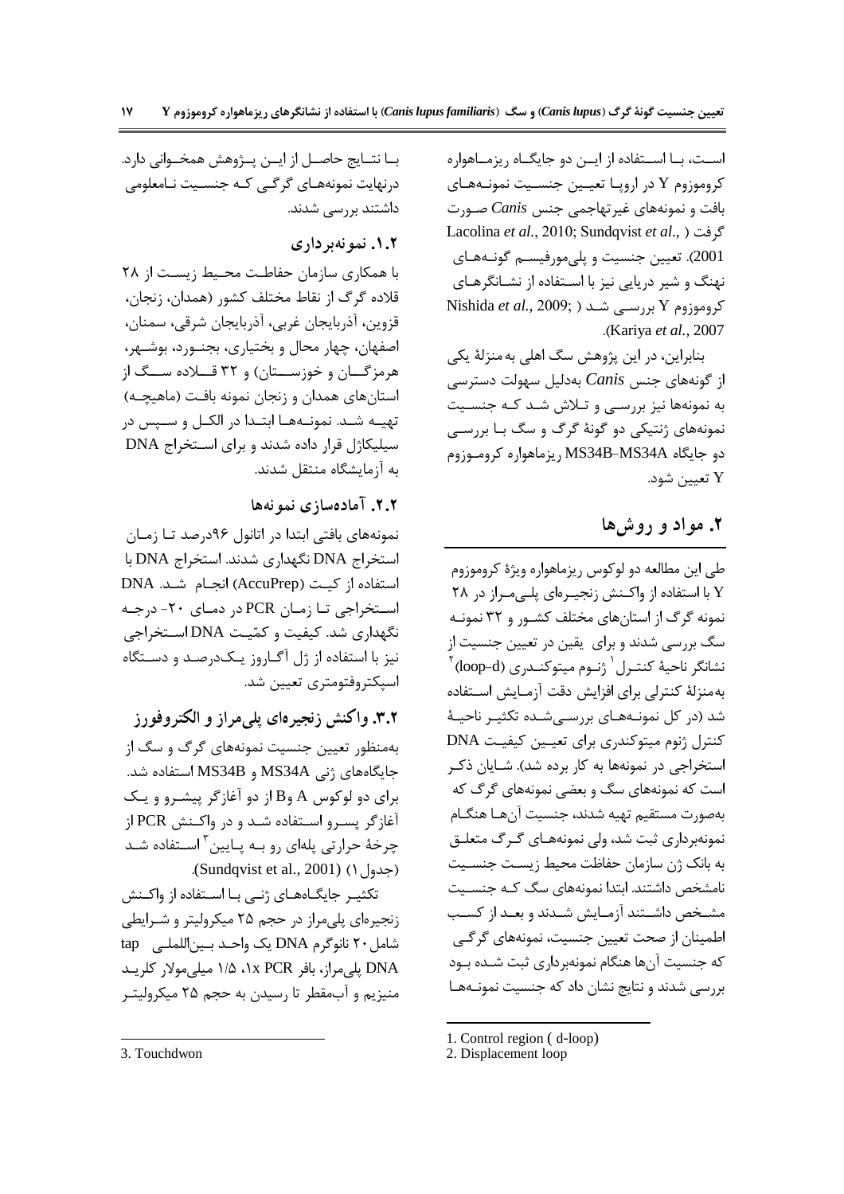است، بـا اسـتفاده از ایـن دو جایگـاه ریزمـاهواره کروموزوم Y در اروپـا تعیـین جنسـیت نمونـه‌هـای بافت و نمونه‌های غیرتهاجمی جنس *Canis* صـورت گرفت (Lacolina *et al*., 2010; Sundqvist *et al*., 2001). تعیین جنسیت و پلی‌مورفیسـم گونـه‌هـای نهنگ و شیر دریایی نیز با اسـتفاده از نشـانگرهـای کروموزوم Y بررسـی شـد (Nishida *et al*., 2009; Kariya *et al*., 2007).

بنابراین، در این پژوهش سگ اهلی به‌منزلهٔ یکی از گونه‌های جنس *Canis* به‌دلیل سهولت دسترسی به نمونه‌ها نیز بررسـی و تـلاش شـد کـه جنسـیت نمونه‌های ژنتیکی دو گونهٔ گرگ و سگ بـا بررسـی دو جایگاه MS34B-MS34A ریزماهواره کرومـوزوم Y تعیین شود.

## ۲. مواد و روش‌ها

طی این مطالعه دو لوکوس ریزماهواره ویژهٔ کروموزوم Y با استفاده از واکـنش زنجیـره‌ای پلـی‌مـراز در ۲۸ نمونه گرگ از استان‌های مختلف کشـور و ۳۲ نمونـه سگ بررسی شدند و برای یقین در تعیین جنسیت از نشانگر ناحیهٔ کنتـرل[1] ژنـوم میتوکنـدری (loop-d)[2] به‌منزلهٔ کنترلی برای افزایش دقت آزمـایش اسـتفاده شد (در کل نمونـه‌هـای بررسـی‌شـده تکثیـر ناحیـهٔ کنترل ژنوم میتوکندری برای تعیـین کیفیـت DNA استخراجی در نمونه‌ها به کار برده شد). شـایان ذکـر است که نمونه‌های سگ و بعضی نمونه‌های گرگ که به‌صورت مستقیم تهیه شدند، جنسیت آن‌هـا هنگـام نمونه‌برداری ثبت شد، ولی نمونـه‌هـای گـرگ متعلـق به بانک ژن سازمان حفاظت محیط زیسـت جنسـیت نامشخص داشتند. ابتدا نمونه‌های سگ کـه جنسـیت مشـخص داشـتند آزمـایش شـدند و بعـد از کسـب اطمینان از صحت تعیین جنسیت، نمونه‌های گرگـی که جنسیت آن‌ها هنگام نمونه‌برداری ثبت شـده بـود بررسی شدند و نتایج نشان داد که جنسیت نمونـه‌هـا بـا نتـایج حاصـل از ایـن پـژوهش همخـوانی دارد. درنهایت نمونه‌هـای گرگـی کـه جنسـیت نـامعلومی داشتند بررسی شدند.

### ۱.۲. نمونه‌برداری

با همکاری سازمان حفاظـت محـیط زیسـت از ۲۸ قلاده گرگ از نقاط مختلف کشور (همدان، زنجان، قزوین، آذربایجان غربی، آذربایجان شرقی، سمنان، اصفهان، چهار محال و بختیاری، بجنـورد، بوشـهر، هرمزگـان و خوزسـتان) و ۳۲ قـلاده سـگ از استان‌های همدان و زنجان نمونه بافـت (ماهیچـه) تهیـه شـد. نمونـه‌هـا ابتـدا در الکـل و سـپس در سیلیکاژل قرار داده شدند و برای اسـتخراج DNA به آزمایشگاه منتقل شدند.

### ۲.۲. آماده‌سازی نمونه‌ها

نمونه‌های بافتی ابتدا در اتانول ۹۶درصد تـا زمـان استخراج DNA نگهداری شدند. استخراج DNA با استفاده از کیـت (AccuPrep) انجـام شـد. DNA اسـتخراجی تـا زمـان PCR در دمـای ۲۰- درجـه نگهداری شد. کیفیت و کمّیـت DNA اسـتخراجی نیز با استفاده از ژل آگـاروز یـک‌درصـد و دسـتگاه اسپکتروفتومتری تعیین شد.

### ۳.۲. واکنش زنجیره‌ای پلی‌مراز و الکتروفورز

به‌منظور تعیین جنسیت نمونه‌های گرگ و سگ از جایگاه‌های ژنی MS34A و MS34B استفاده شد. برای دو لوکوس A وB از دو آغازگر پیشـرو و یـک آغازگر پسـرو اسـتفاده شـد و در واکـنش PCR از چرخهٔ حرارتی پله‌ای رو بـه پـایین[3] اسـتفاده شـد (جدول ۱) (Sundqvist et al., 2001).

تکثیـر جایگـاه‌هـای ژنـی بـا اسـتفاده از واکـنش زنجیره‌ای پلی‌مراز در حجم ۲۵ میکرولیتر و شـرایطی شامل ۲۰ نانوگرم DNA یک واحـد بـین‌المللـی tap DNA پلی‌مراز، بافر ۱x PCR، ۱/۵ میلی‌مولار کلریـد منیزیم و آب‌مقطر تا رسیدن به حجم ۲۵ میکرولیتـر

---

1. Control region ( d-loop)
2. Displacement loop
3. Touchdwon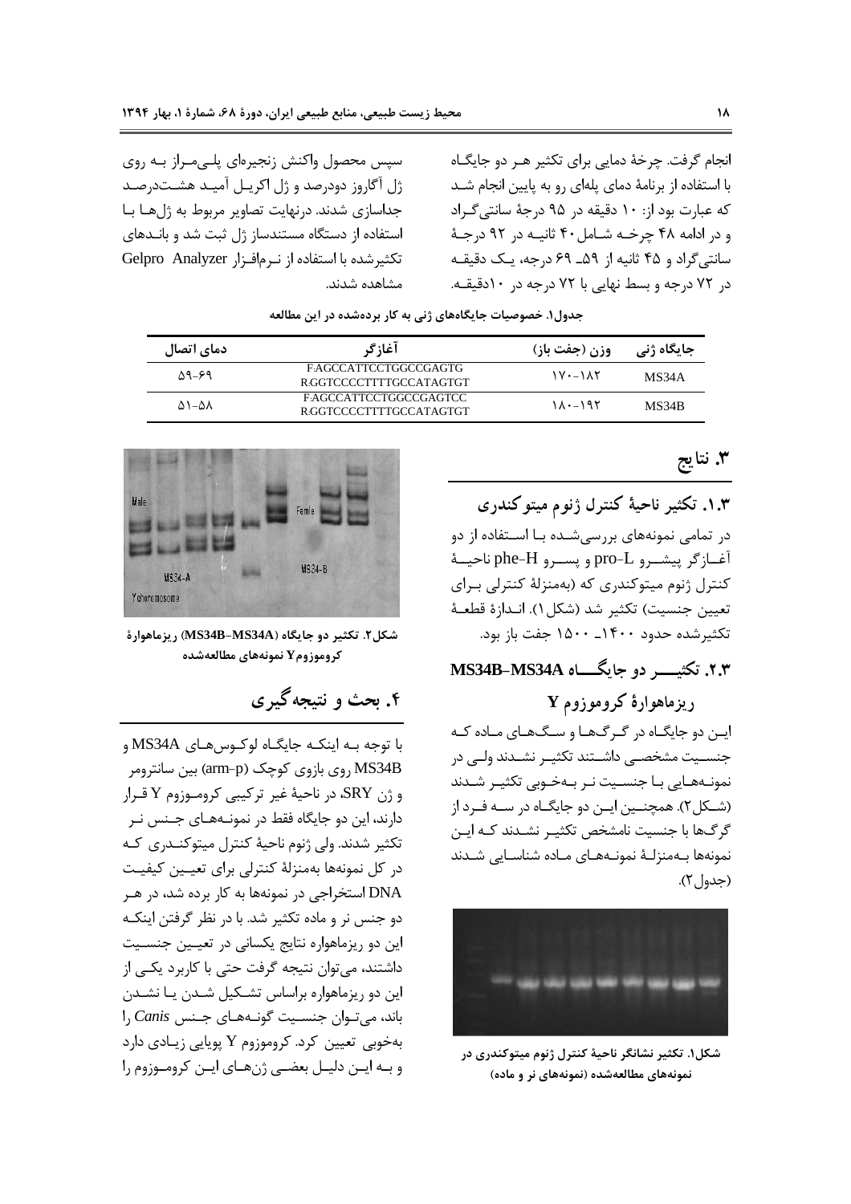انجام گرفت. چرخهٔ دمایی برای تکثیر هر دو جایگاه با استفاده از برنامهٔ دمای پله‌ای رو به پایین انجام شد که عبارت بود از: ۱۰ دقیقه در ۹۵ درجهٔ سانتی‌گراد و در ادامه ۴۸ چرخه شامل ۴۰ ثانیه در ۹۲ درجهٔ سانتی‌گراد و ۴۵ ثانیه از ۵۹ـ ۶۹ درجه، یک دقیقه در ۷۲ درجه و بسط نهایی با ۷۲ درجه در ۱۰دقیقه.

سپس محصول واکنش زنجیره‌ای پلی‌مراز به روی ژل آگاروز دودرصد و ژل اکریل آمید هشت‌درصد جداسازی شدند. درنهایت تصاویر مربوط به ژل‌ها با استفاده از دستگاه مستندساز ژل ثبت شد و باندهای تکثیرشده با استفاده از نرم‌افزار Gelpro Analyzer مشاهده شدند.

جدول۱. خصوصیات جایگاه‌های ژنی به کار برده‌شده در این مطالعه

| جایگاه ژنی | وزن (جفت باز) | آغازگر | دمای اتصال |
|---|---|---|---|
| MS34A | ۱۷۰-۱۸۲ | F:AGCCATTCCTGGCCGAGTG<br>R:GGTCCCCCTTTTGCCATAGTGT | ۵۹-۶۹ |
| MS34B | ۱۸۰-۱۹۲ | F:AGCCATTCCTGGCCGAGTCC<br>R:GGTCCCCCTTTTGCCATAGTGT | ۵۱-۵۸ |

## ۳. نتایج

### ۱.۳. تکثیر ناحیهٔ کنترل ژنوم میتوکندری

در تمامی نمونه‌های بررسی‌شده با استفاده از دو آغازگر پیشرو pro-L و پسرو phe-H ناحیهٔ کنترل ژنوم میتوکندری که (به‌منزلهٔ کنترلی برای تعیین جنسیت) تکثیر شد (شکل۱). اندازهٔ قطعهٔ تکثیرشده حدود ۱۴۰۰ـ ۱۵۰۰ جفت باز بود.

شکل۱. تکثیر نشانگر ناحیهٔ کنترل ژنوم میتوکندری در نمونه‌های مطالعه‌شده (نمونه‌های نر و ماده)

### ۲.۳. تکثیر دو جایگاه MS34B–MS34A ریزماهوارهٔ کروموزوم Y

این دو جایگاه در گرگ‌ها و سگ‌های ماده که جنسیت مشخصی داشتند تکثیر نشدند ولی در نمونه‌هایی با جنسیت نر به‌خوبی تکثیر شدند (شکل۲). همچنین این دو جایگاه در سه فرد از گرگ‌ها با جنسیت نامشخص تکثیر نشدند که این نمونه‌ها به‌منزلهٔ نمونه‌های ماده شناسایی شدند (جدول۲).

شکل۲. تکثیر دو جایگاه (MS34B–MS34A) ریزماهوارهٔ کروموزومY نمونه‌های مطالعه‌شده

## ۴. بحث و نتیجه‌گیری

با توجه به اینکه جایگاه لوکوس‌های MS34A و MS34B روی بازوی کوچک (arm-p) بین سانترومر و ژن SRY، در ناحیهٔ غیر ترکیبی کروموزوم Y قرار دارند، این دو جایگاه فقط در نمونه‌های جنس نر تکثیر شدند. ولی ژنوم ناحیهٔ کنترل میتوکندری که در کل نمونه‌ها به‌منزلهٔ کنترلی برای تعیین کیفیت DNA استخراجی در نمونه‌ها به کار برده شد، در هر دو جنس نر و ماده تکثیر شد. با در نظر گرفتن اینکه این دو ریزماهواره نتایج یکسانی در تعیین جنسیت داشتند، می‌توان نتیجه گرفت حتی با کاربرد یکی از این دو ریزماهواره براساس تشکیل شدن یا نشدن باند، می‌توان جنسیت گونه‌های جنس *Canis* را به‌خوبی تعیین کرد. کروموزوم Y پویایی زیادی دارد و به این دلیل بعضی ژن‌های این کروموزوم را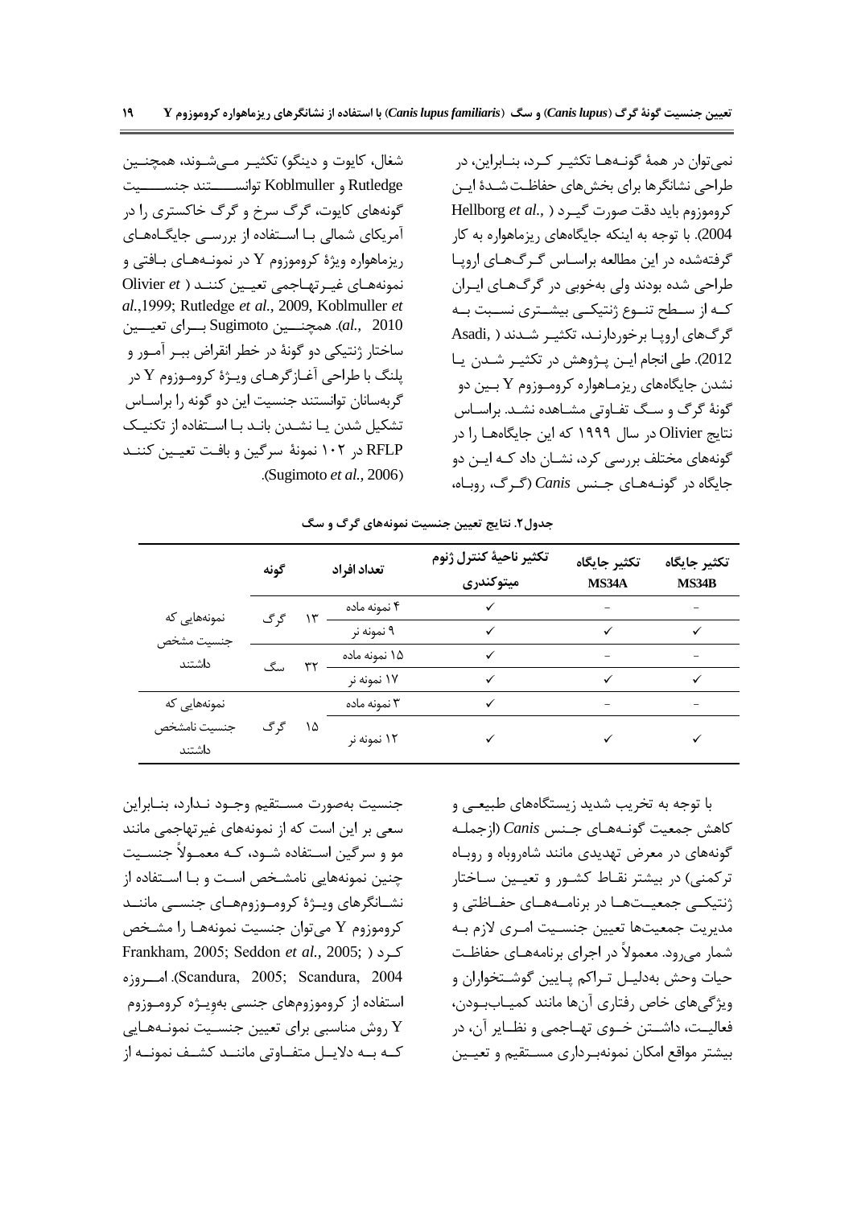نمی‌توان در همهٔ گونه‌ها تکثیر کرد، بنابراین، در طراحی نشانگرها برای بخش‌های حفاظت شدهٔ این کروموزوم باید دقت صورت گیرد (Hellborg *et al.*, 2004). با توجه به اینکه جایگاه‌های ریزماهواره به کار گرفته‌شده در این مطالعه براساس گرگ‌های اروپا طراحی شده بودند ولی به‌خوبی در گرگ‌های ایران که از سطح تنوع ژنتیکی بیشتری نسبت به گرگ‌های اروپا برخوردارند، تکثیر شدند (Asadi, 2012). طی انجام این پژوهش در تکثیر شدن یا نشدن جایگاه‌های ریزماهواره کروموزوم Y بین دو گونهٔ گرگ و سگ تفاوتی مشاهده نشد. براساس نتایج Olivier در سال ۱۹۹۹ که این جایگاه‌ها را در گونه‌های مختلف بررسی کرد، نشان داد که این دو جایگاه در گونه‌های جنس *Canis* (گرگ، روباه، شغال، کایوت و دینگو) تکثیر می‌شوند، همچنین Rutledge و Koblmuller توانستند جنسیت گونه‌های کایوت، گرگ سرخ و گرگ خاکستری را در آمریکای شمالی با استفاده از بررسی جایگاه‌های ریزماهواره ویژهٔ کروموزوم Y در نمونه‌های بافتی و نمونه‌های غیرتهاجمی تعیین کنند (Olivier *et al.*,1999; Rutledge *et al.*, 2009, Koblmuller *et al.*, 2010). همچنین Sugimoto برای تعیین ساختار ژنتیکی دو گونهٔ در خطر انقراض ببر آمور و پلنگ با طراحی آغازگرهای ویژهٔ کروموزوم Y در گربه‌سانان توانستند جنسیت این دو گونه را براساس تشکیل شدن یا نشدن باند با استفاده از تکنیک RFLP در ۱۰۲ نمونهٔ سرگین و بافت تعیین کنند (Sugimoto *et al.*, 2006).

**جدول۲. نتایج تعیین جنسیت نمونه‌های گرگ و سگ**

| | گونه | | تعداد افراد | تکثیر ناحیهٔ کنترل ژنوم میتوکندری | تکثیر جایگاه MS34A | تکثیر جایگاه MS34B |
|---|---|---|---|---|---|---|
| نمونه‌هایی که جنسیت مشخص داشتند | گرگ | ۱۳ | ۴ نمونه ماده | ✓ | – | – |
| | | | ۹ نمونه نر | ✓ | ✓ | ✓ |
| | سگ | ۳۲ | ۱۵ نمونه ماده | ✓ | – | – |
| | | | ۱۷ نمونه نر | ✓ | ✓ | ✓ |
| نمونه‌هایی که جنسیت نامشخص داشتند | گرگ | ۱۵ | ۳ نمونه ماده | ✓ | – | – |
| | | | ۱۲ نمونه نر | ✓ | ✓ | ✓ |

با توجه به تخریب شدید زیستگاه‌های طبیعی و کاهش جمعیت گونه‌های جنس *Canis* (ازجمله گونه‌های در معرض تهدیدی مانند شاه‌روباه و روباه ترکمنی) در بیشتر نقاط کشور و تعیین ساختار ژنتیکی جمعیت‌ها در برنامه‌های حفاظتی و مدیریت جمعیت‌ها تعیین جنسیت امری لازم به شمار می‌رود. معمولاً در اجرای برنامه‌های حفاظت حیات وحش به‌دلیل تراکم پایین گوشتخواران و ویژگی‌های خاص رفتاری آن‌ها مانند کمیاب‌بودن، فعالیت، داشتن خوی تهاجمی و نظایر آن، در بیشتر مواقع امکان نمونه‌برداری مستقیم و تعیین جنسیت به‌صورت مستقیم وجود ندارد، بنابراین سعی بر این است که از نمونه‌های غیرتهاجمی مانند مو و سرگین استفاده شود، که معمولاً جنسیت چنین نمونه‌هایی نامشخص است و با استفاده از نشانگرهای ویژهٔ کروموزوم‌های جنسی مانند کروموزوم Y می‌توان جنسیت نمونه‌ها را مشخص کرد (Frankham, 2005; Seddon *et al.*, 2005; Scandura, 2005; Scandura, 2004). امروزه استفاده از کروموزوم‌های جنسی به‌ویژه کروموزوم Y روش مناسبی برای تعیین جنسیت نمونه‌هایی که به دلایل متفاوتی مانند کشف نمونه از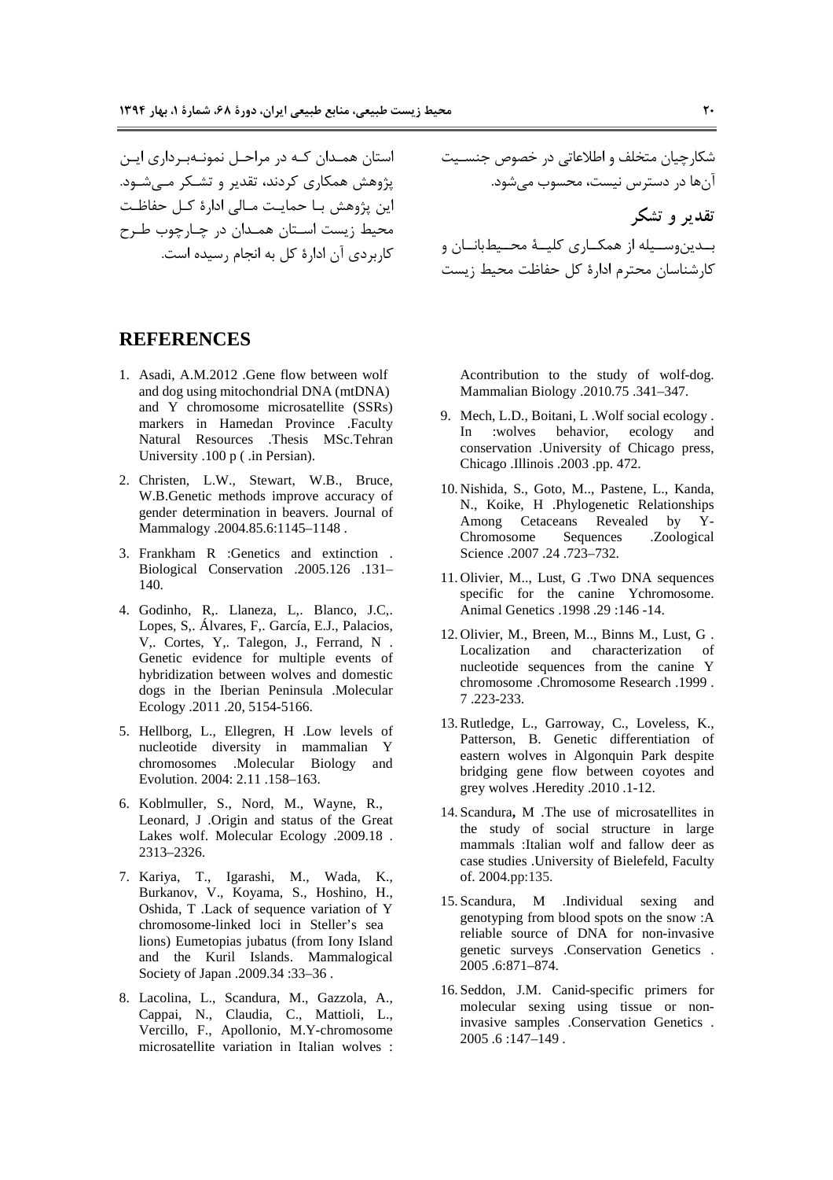شکارچیان متخلف و اطلاعاتی در خصوص جنسیت آن‌ها در دسترس نیست، محسوب می‌شود.

### تقدیر و تشکر

بدین‌وسیله از همکاری کلیهٔ محیط‌بانان و کارشناسان محترم ادارهٔ کل حفاظت محیط زیست استان همدان که در مراحل نمونه‌برداری این پژوهش همکاری کردند، تقدیر و تشکر می‌شود. این پژوهش با حمایت مالی ادارهٔ کل حفاظت محیط زیست استان همدان در چارچوب طرح کاربردی آن ادارهٔ کل به انجام رسیده است.

## REFERENCES

1. Asadi, A.M.2012 .Gene flow between wolf and dog using mitochondrial DNA (mtDNA) and Y chromosome microsatellite (SSRs) markers in Hamedan Province .Faculty Natural Resources .Thesis MSc.Tehran University .100 p ( .in Persian).
2. Christen, L.W., Stewart, W.B., Bruce, W.B.Genetic methods improve accuracy of gender determination in beavers. Journal of Mammalogy .2004.85.6:1145–1148 .
3. Frankham R :Genetics and extinction . Biological Conservation .2005.126 .131–140.
4. Godinho, R,. Llaneza, L,. Blanco, J.C,. Lopes, S,. Álvares, F,. García, E.J., Palacios, V,. Cortes, Y,. Talegon, J., Ferrand, N . Genetic evidence for multiple events of hybridization between wolves and domestic dogs in the Iberian Peninsula .Molecular Ecology .2011 .20, 5154-5166.
5. Hellborg, L., Ellegren, H .Low levels of nucleotide diversity in mammalian Y chromosomes .Molecular Biology and Evolution. 2004: 2.11 .158–163.
6. Koblmuller, S., Nord, M., Wayne, R., Leonard, J .Origin and status of the Great Lakes wolf. Molecular Ecology .2009.18 . 2313–2326.
7. Kariya, T., Igarashi, M., Wada, K., Burkanov, V., Koyama, S., Hoshino, H., Oshida, T .Lack of sequence variation of Y chromosome-linked loci in Steller's sea lions) Eumetopias jubatus (from Iony Island and the Kuril Islands. Mammalogical Society of Japan .2009.34 :33–36 .
8. Lacolina, L., Scandura, M., Gazzola, A., Cappai, N., Claudia, C., Mattioli, L., Vercillo, F., Apollonio, M.Y-chromosome microsatellite variation in Italian wolves : Acontribution to the study of wolf-dog. Mammalian Biology .2010.75 .341–347.
9. Mech, L.D., Boitani, L .Wolf social ecology . In :wolves behavior, ecology and conservation .University of Chicago press, Chicago .Illinois .2003 .pp. 472.
10. Nishida, S., Goto, M.., Pastene, L., Kanda, N., Koike, H .Phylogenetic Relationships Among Cetaceans Revealed by Y-Chromosome Sequences .Zoological Science .2007 .24 .723–732.
11. Olivier, M.., Lust, G .Two DNA sequences specific for the canine Ychromosome. Animal Genetics .1998 .29 :146 -14.
12. Olivier, M., Breen, M.., Binns M., Lust, G . Localization and characterization of nucleotide sequences from the canine Y chromosome .Chromosome Research .1999 . 7 .223-233.
13. Rutledge, L., Garroway, C., Loveless, K., Patterson, B. Genetic differentiation of eastern wolves in Algonquin Park despite bridging gene flow between coyotes and grey wolves .Heredity .2010 .1-12.
14. Scandura**,** M .The use of microsatellites in the study of social structure in large mammals :Italian wolf and fallow deer as case studies .University of Bielefeld, Faculty of. 2004.pp:135.
15. Scandura, M .Individual sexing and genotyping from blood spots on the snow :A reliable source of DNA for non-invasive genetic surveys .Conservation Genetics . 2005 .6:871–874.
16. Seddon, J.M. Canid-specific primers for molecular sexing using tissue or non-invasive samples .Conservation Genetics . 2005 .6 :147–149 .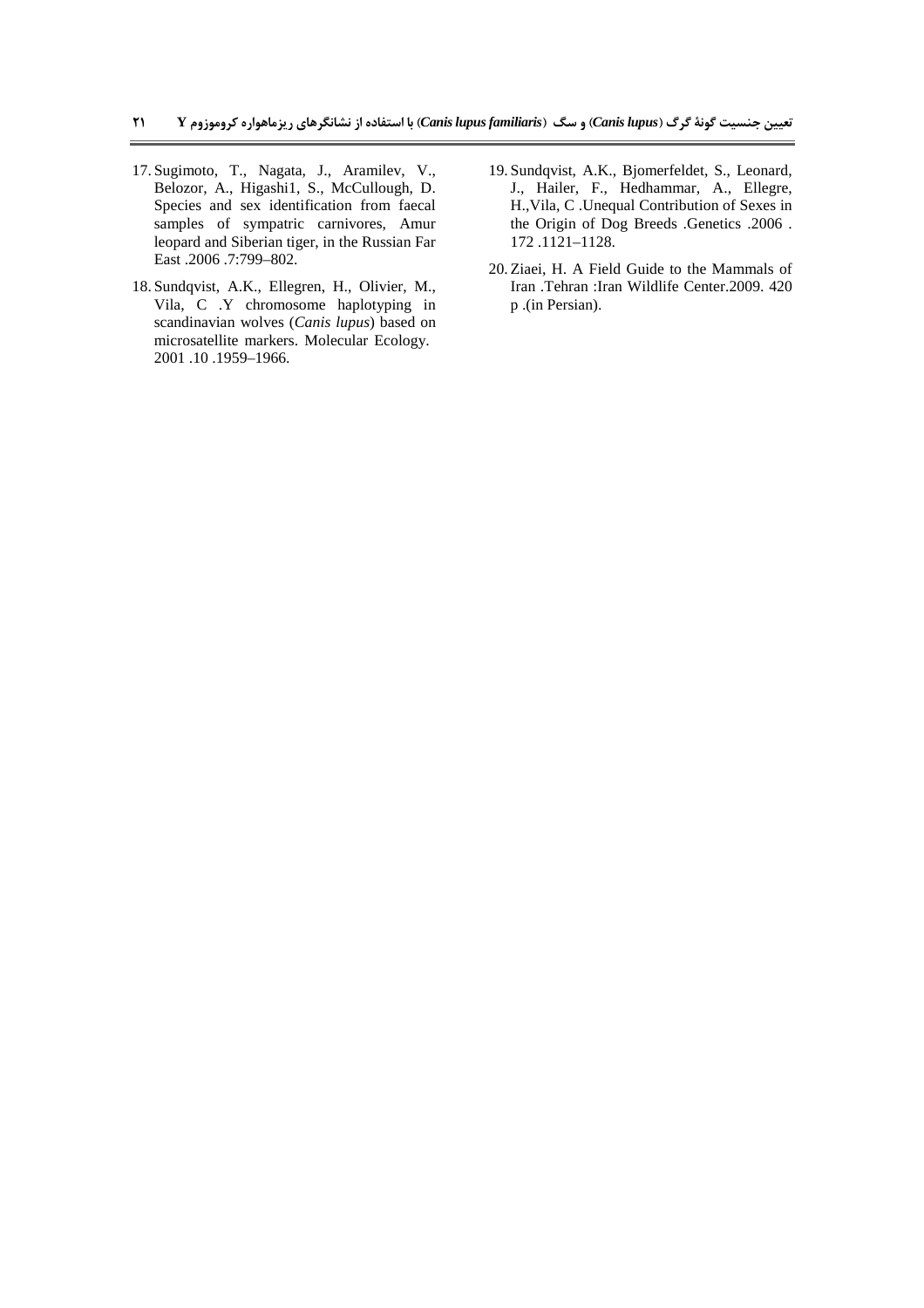17. Sugimoto, T., Nagata, J., Aramilev, V., Belozor, A., Higashi1, S., McCullough, D. Species and sex identification from faecal samples of sympatric carnivores, Amur leopard and Siberian tiger, in the Russian Far East .2006 .7:799–802.
18. Sundqvist, A.K., Ellegren, H., Olivier, M., Vila, C .Y chromosome haplotyping in scandinavian wolves (*Canis lupus*) based on microsatellite markers. Molecular Ecology. 2001 .10 .1959–1966.
19. Sundqvist, A.K., Bjomerfeldet, S., Leonard, J., Hailer, F., Hedhammar, A., Ellegre, H.,Vila, C .Unequal Contribution of Sexes in the Origin of Dog Breeds .Genetics .2006 . 172 .1121–1128.
20. Ziaei, H. A Field Guide to the Mammals of Iran .Tehran :Iran Wildlife Center.2009. 420 p .(in Persian).